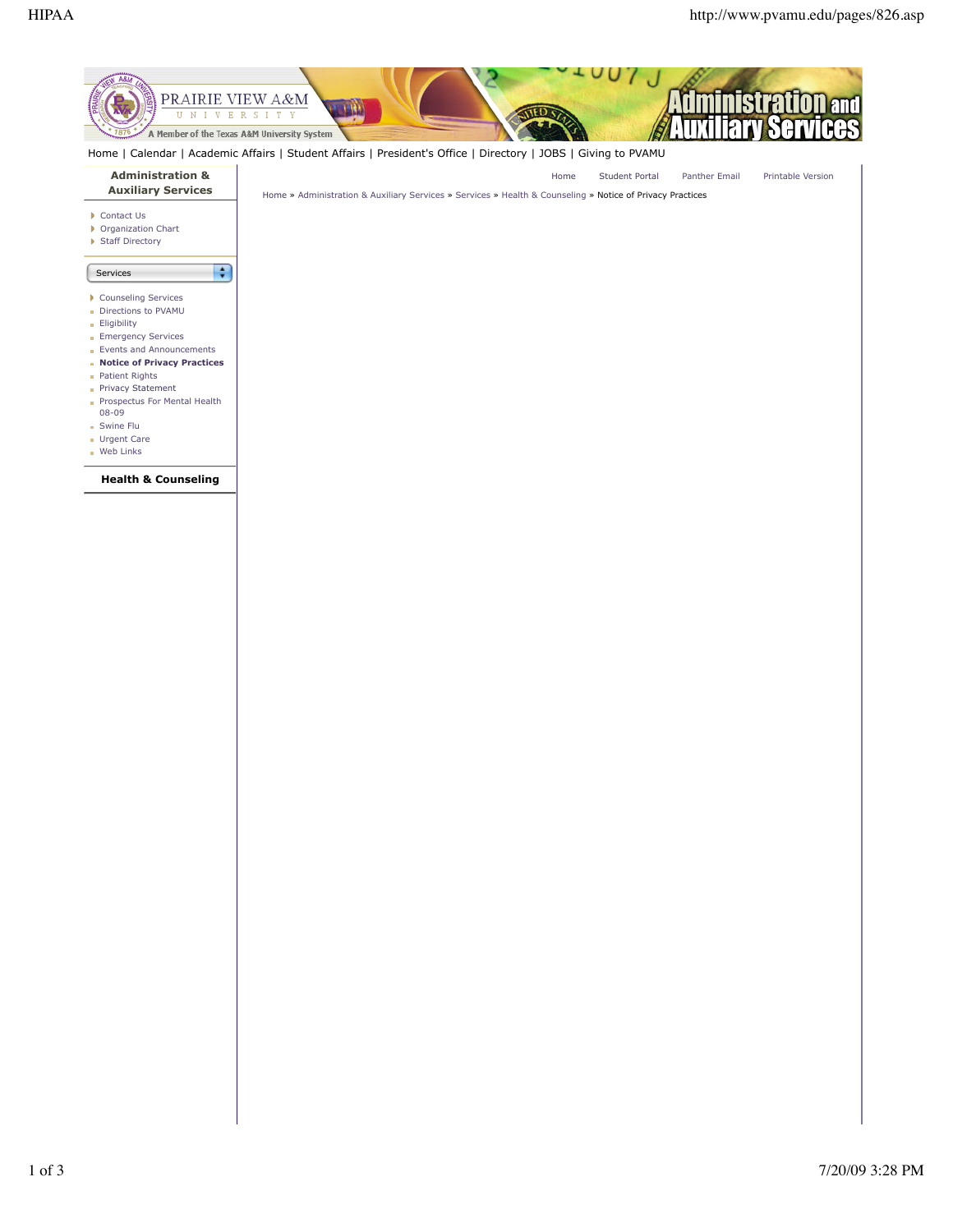Home | Calendar | Academic Affairs | Student Affairs | President's Office | Directory | JOBS | Giving to PVAMU

**Administration & Auxiliary Services**

- Contact Us
- Organization Chart
- Staff Directory

Services

- Counseling Services
- Directions to PVAMU
- Eligibility
- Emergency Services
- Events and Announcements
- **Notice of Privacy Practices**
- Patient Rights
- Privacy Statement
- Prospectus For Mental Health 08-09
- Swine Flu
- Urgent Care
- Web Links

**Health & Counseling**

Home | Student Portal | Panther Email | Printable Version

Home » Administration & Auxiliary Services » Services » Health & Counseling » Notice of Privacy Practices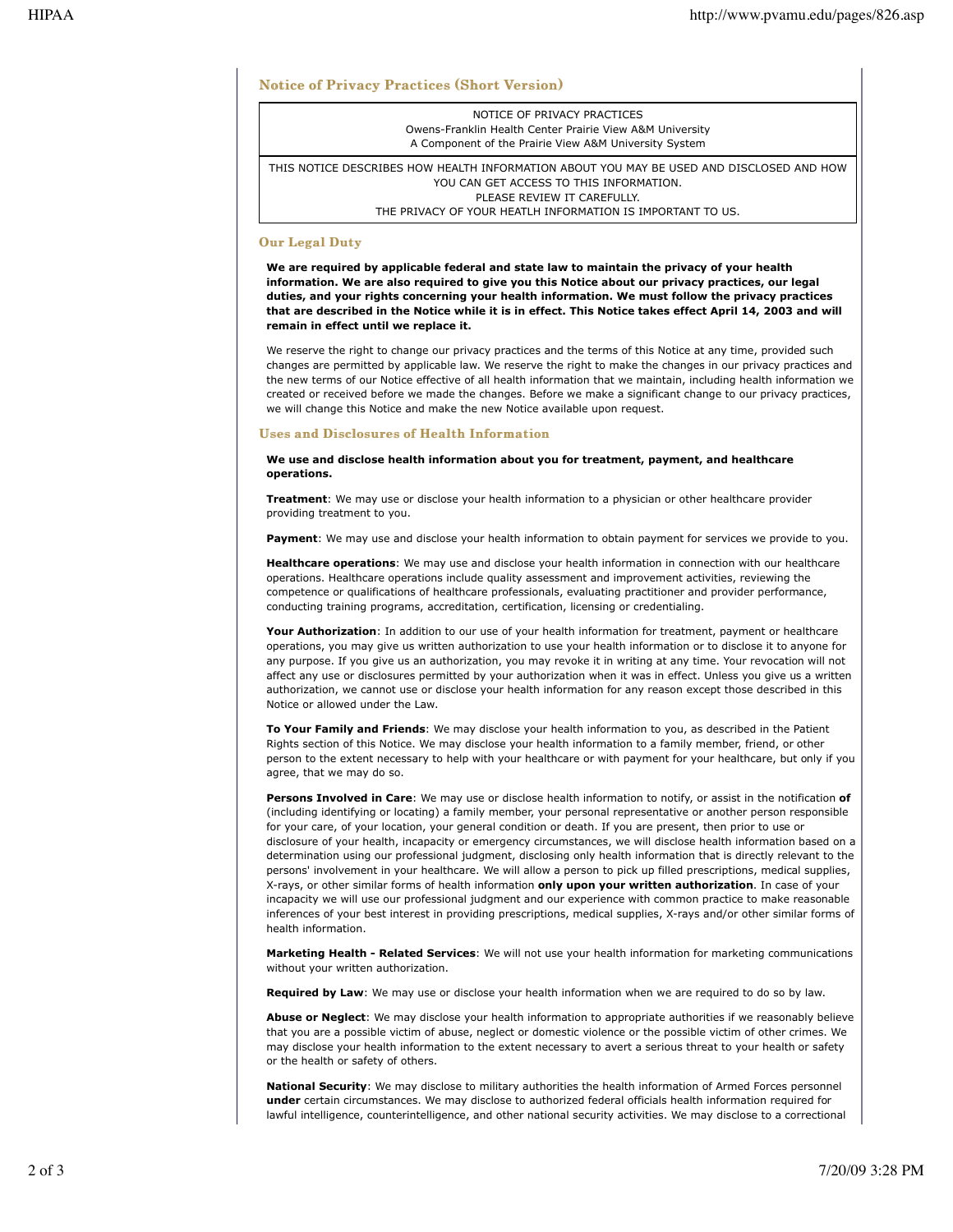## Notice of Privacy Practices (Short Version)

NOTICE OF PRIVACY PRACTICES
Owens-Franklin Health Center Prairie View A&M University
A Component of the Prairie View A&M University System

THIS NOTICE DESCRIBES HOW HEALTH INFORMATION ABOUT YOU MAY BE USED AND DISCLOSED AND HOW YOU CAN GET ACCESS TO THIS INFORMATION.
PLEASE REVIEW IT CAREFULLY.
THE PRIVACY OF YOUR HEATLH INFORMATION IS IMPORTANT TO US.

### Our Legal Duty

**We are required by applicable federal and state law to maintain the privacy of your health information. We are also required to give you this Notice about our privacy practices, our legal duties, and your rights concerning your health information. We must follow the privacy practices that are described in the Notice while it is in effect. This Notice takes effect April 14, 2003 and will remain in effect until we replace it.**

We reserve the right to change our privacy practices and the terms of this Notice at any time, provided such changes are permitted by applicable law. We reserve the right to make the changes in our privacy practices and the new terms of our Notice effective of all health information that we maintain, including health information we created or received before we made the changes. Before we make a significant change to our privacy practices, we will change this Notice and make the new Notice available upon request.

### Uses and Disclosures of Health Information

**We use and disclose health information about you for treatment, payment, and healthcare operations.**

**Treatment**: We may use or disclose your health information to a physician or other healthcare provider providing treatment to you.

**Payment**: We may use and disclose your health information to obtain payment for services we provide to you.

**Healthcare operations**: We may use and disclose your health information in connection with our healthcare operations. Healthcare operations include quality assessment and improvement activities, reviewing the competence or qualifications of healthcare professionals, evaluating practitioner and provider performance, conducting training programs, accreditation, certification, licensing or credentialing.

**Your Authorization**: In addition to our use of your health information for treatment, payment or healthcare operations, you may give us written authorization to use your health information or to disclose it to anyone for any purpose. If you give us an authorization, you may revoke it in writing at any time. Your revocation will not affect any use or disclosures permitted by your authorization when it was in effect. Unless you give us a written authorization, we cannot use or disclose your health information for any reason except those described in this Notice or allowed under the Law.

**To Your Family and Friends**: We may disclose your health information to you, as described in the Patient Rights section of this Notice. We may disclose your health information to a family member, friend, or other person to the extent necessary to help with your healthcare or with payment for your healthcare, but only if you agree, that we may do so.

**Persons Involved in Care**: We may use or disclose health information to notify, or assist in the notification **of** (including identifying or locating) a family member, your personal representative or another person responsible for your care, of your location, your general condition or death. If you are present, then prior to use or disclosure of your health, incapacity or emergency circumstances, we will disclose health information based on a determination using our professional judgment, disclosing only health information that is directly relevant to the persons' involvement in your healthcare. We will allow a person to pick up filled prescriptions, medical supplies, X-rays, or other similar forms of health information **only upon your written authorization**. In case of your incapacity we will use our professional judgment and our experience with common practice to make reasonable inferences of your best interest in providing prescriptions, medical supplies, X-rays and/or other similar forms of health information.

**Marketing Health - Related Services**: We will not use your health information for marketing communications without your written authorization.

**Required by Law**: We may use or disclose your health information when we are required to do so by law.

**Abuse or Neglect**: We may disclose your health information to appropriate authorities if we reasonably believe that you are a possible victim of abuse, neglect or domestic violence or the possible victim of other crimes. We may disclose your health information to the extent necessary to avert a serious threat to your health or safety or the health or safety of others.

**National Security**: We may disclose to military authorities the health information of Armed Forces personnel **under** certain circumstances. We may disclose to authorized federal officials health information required for lawful intelligence, counterintelligence, and other national security activities. We may disclose to a correctional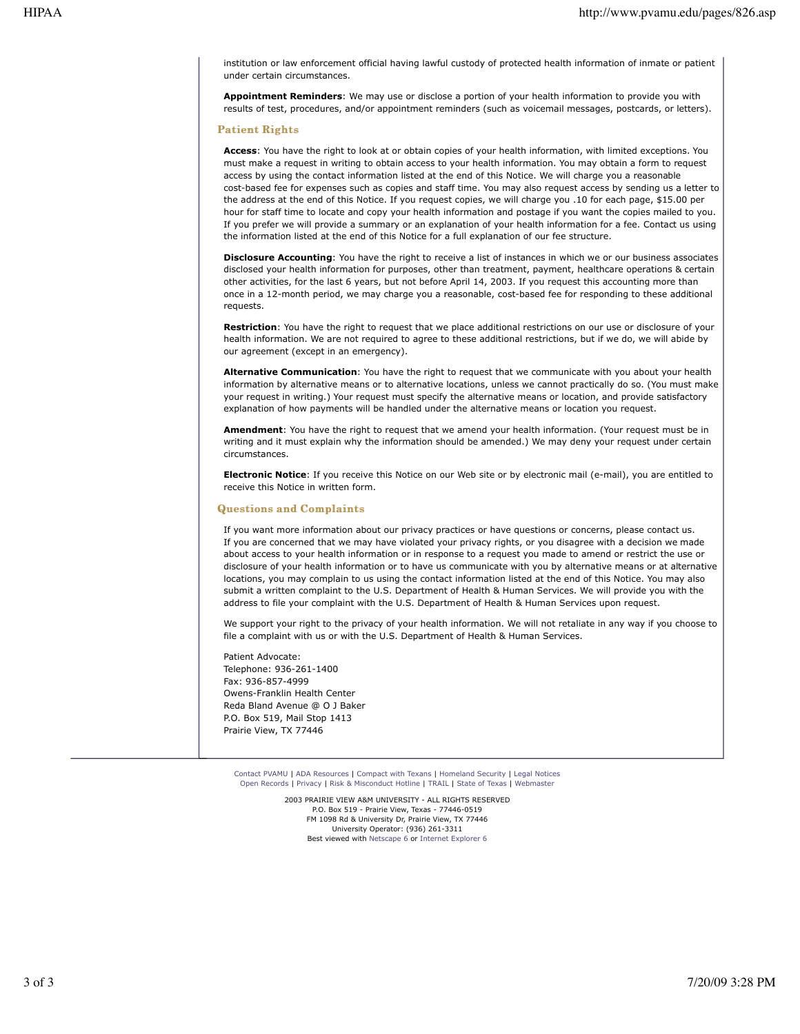institution or law enforcement official having lawful custody of protected health information of inmate or patient under certain circumstances.

**Appointment Reminders**: We may use or disclose a portion of your health information to provide you with results of test, procedures, and/or appointment reminders (such as voicemail messages, postcards, or letters).

## Patient Rights

**Access**: You have the right to look at or obtain copies of your health information, with limited exceptions. You must make a request in writing to obtain access to your health information. You may obtain a form to request access by using the contact information listed at the end of this Notice. We will charge you a reasonable cost-based fee for expenses such as copies and staff time. You may also request access by sending us a letter to the address at the end of this Notice. If you request copies, we will charge you .10 for each page, $15.00 per hour for staff time to locate and copy your health information and postage if you want the copies mailed to you. If you prefer we will provide a summary or an explanation of your health information for a fee. Contact us using the information listed at the end of this Notice for a full explanation of our fee structure.

**Disclosure Accounting**: You have the right to receive a list of instances in which we or our business associates disclosed your health information for purposes, other than treatment, payment, healthcare operations & certain other activities, for the last 6 years, but not before April 14, 2003. If you request this accounting more than once in a 12-month period, we may charge you a reasonable, cost-based fee for responding to these additional requests.

**Restriction**: You have the right to request that we place additional restrictions on our use or disclosure of your health information. We are not required to agree to these additional restrictions, but if we do, we will abide by our agreement (except in an emergency).

**Alternative Communication**: You have the right to request that we communicate with you about your health information by alternative means or to alternative locations, unless we cannot practically do so. (You must make your request in writing.) Your request must specify the alternative means or location, and provide satisfactory explanation of how payments will be handled under the alternative means or location you request.

**Amendment**: You have the right to request that we amend your health information. (Your request must be in writing and it must explain why the information should be amended.) We may deny your request under certain circumstances.

**Electronic Notice**: If you receive this Notice on our Web site or by electronic mail (e-mail), you are entitled to receive this Notice in written form.

## Questions and Complaints

If you want more information about our privacy practices or have questions or concerns, please contact us. If you are concerned that we may have violated your privacy rights, or you disagree with a decision we made about access to your health information or in response to a request you made to amend or restrict the use or disclosure of your health information or to have us communicate with you by alternative means or at alternative locations, you may complain to us using the contact information listed at the end of this Notice. You may also submit a written complaint to the U.S. Department of Health & Human Services. We will provide you with the address to file your complaint with the U.S. Department of Health & Human Services upon request.

We support your right to the privacy of your health information. We will not retaliate in any way if you choose to file a complaint with us or with the U.S. Department of Health & Human Services.

Patient Advocate:
Telephone: 936-261-1400
Fax: 936-857-4999
Owens-Franklin Health Center
Reda Bland Avenue @ O J Baker
P.O. Box 519, Mail Stop 1413
Prairie View, TX 77446

Contact PVAMU | ADA Resources | Compact with Texans | Homeland Security | Legal Notices
Open Records | Privacy | Risk & Misconduct Hotline | TRAIL | State of Texas | Webmaster

2003 PRAIRIE VIEW A&M UNIVERSITY - ALL RIGHTS RESERVED
P.O. Box 519 - Prairie View, Texas - 77446-0519
FM 1098 Rd & University Dr, Prairie View, TX 77446
University Operator: (936) 261-3311
Best viewed with Netscape 6 or Internet Explorer 6